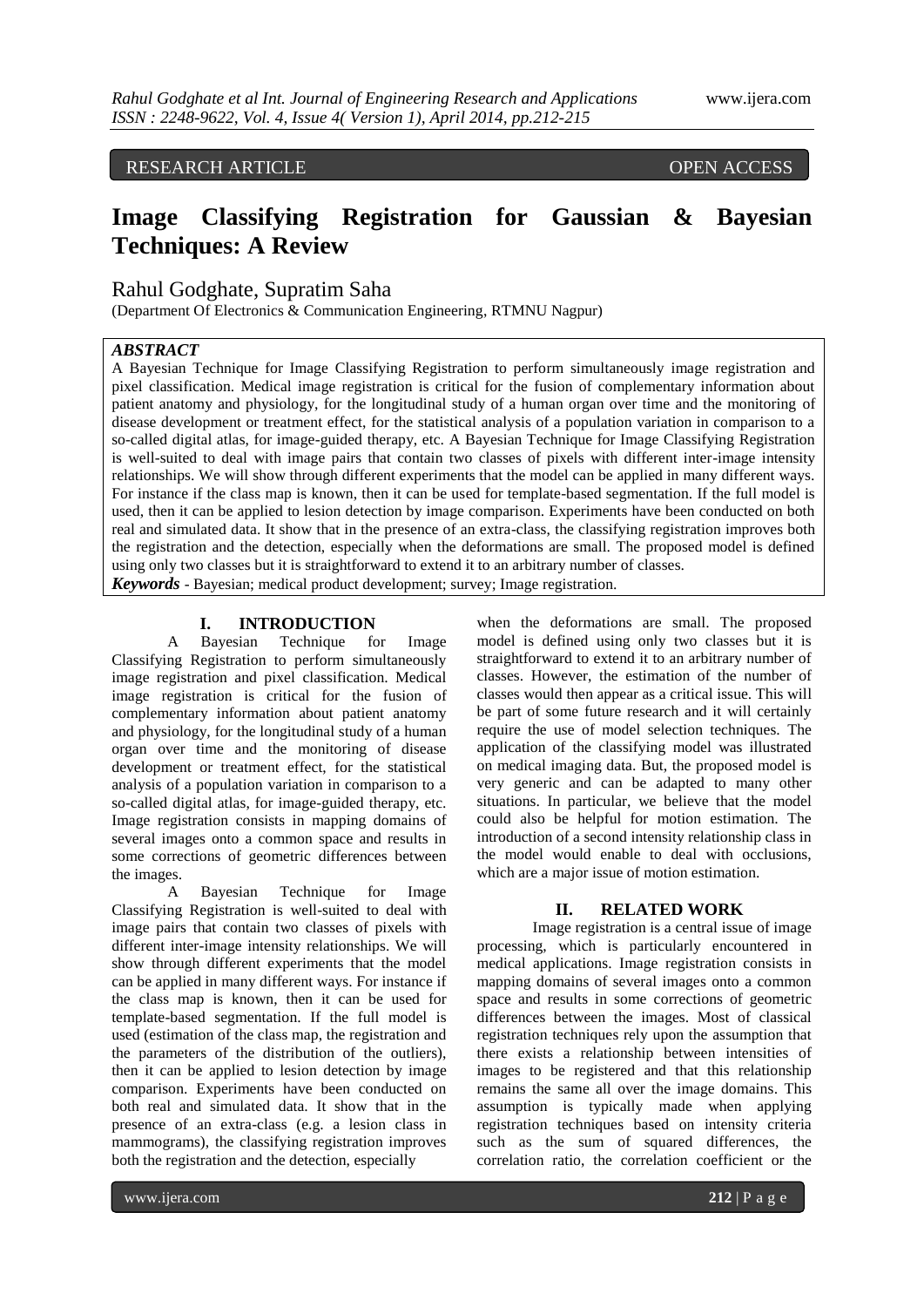RESEARCH ARTICLE OPEN ACCESS

# Image Classifying Registration for Gaussian & Bayesian Techniques: A Review

Rahul Godghate, Supratim Saha

(Department Of Electronics & Communication Engineering, RTMNU Nagpur)

***ABSTRACT***

A Bayesian Technique for Image Classifying Registration to perform simultaneously image registration and pixel classification. Medical image registration is critical for the fusion of complementary information about patient anatomy and physiology, for the longitudinal study of a human organ over time and the monitoring of disease development or treatment effect, for the statistical analysis of a population variation in comparison to a so-called digital atlas, for image-guided therapy, etc. A Bayesian Technique for Image Classifying Registration is well-suited to deal with image pairs that contain two classes of pixels with different inter-image intensity relationships. We will show through different experiments that the model can be applied in many different ways. For instance if the class map is known, then it can be used for template-based segmentation. If the full model is used, then it can be applied to lesion detection by image comparison. Experiments have been conducted on both real and simulated data. It show that in the presence of an extra-class, the classifying registration improves both the registration and the detection, especially when the deformations are small. The proposed model is defined using only two classes but it is straightforward to extend it to an arbitrary number of classes.

***Keywords*** - Bayesian; medical product development; survey; Image registration.

## I. INTRODUCTION

A Bayesian Technique for Image Classifying Registration to perform simultaneously image registration and pixel classification. Medical image registration is critical for the fusion of complementary information about patient anatomy and physiology, for the longitudinal study of a human organ over time and the monitoring of disease development or treatment effect, for the statistical analysis of a population variation in comparison to a so-called digital atlas, for image-guided therapy, etc. Image registration consists in mapping domains of several images onto a common space and results in some corrections of geometric differences between the images.

A Bayesian Technique for Image Classifying Registration is well-suited to deal with image pairs that contain two classes of pixels with different inter-image intensity relationships. We will show through different experiments that the model can be applied in many different ways. For instance if the class map is known, then it can be used for template-based segmentation. If the full model is used (estimation of the class map, the registration and the parameters of the distribution of the outliers), then it can be applied to lesion detection by image comparison. Experiments have been conducted on both real and simulated data. It show that in the presence of an extra-class (e.g. a lesion class in mammograms), the classifying registration improves both the registration and the detection, especially when the deformations are small. The proposed model is defined using only two classes but it is straightforward to extend it to an arbitrary number of classes. However, the estimation of the number of classes would then appear as a critical issue. This will be part of some future research and it will certainly require the use of model selection techniques. The application of the classifying model was illustrated on medical imaging data. But, the proposed model is very generic and can be adapted to many other situations. In particular, we believe that the model could also be helpful for motion estimation. The introduction of a second intensity relationship class in the model would enable to deal with occlusions, which are a major issue of motion estimation.

## II. RELATED WORK

Image registration is a central issue of image processing, which is particularly encountered in medical applications. Image registration consists in mapping domains of several images onto a common space and results in some corrections of geometric differences between the images. Most of classical registration techniques rely upon the assumption that there exists a relationship between intensities of images to be registered and that this relationship remains the same all over the image domains. This assumption is typically made when applying registration techniques based on intensity criteria such as the sum of squared differences, the correlation ratio, the correlation coefficient or the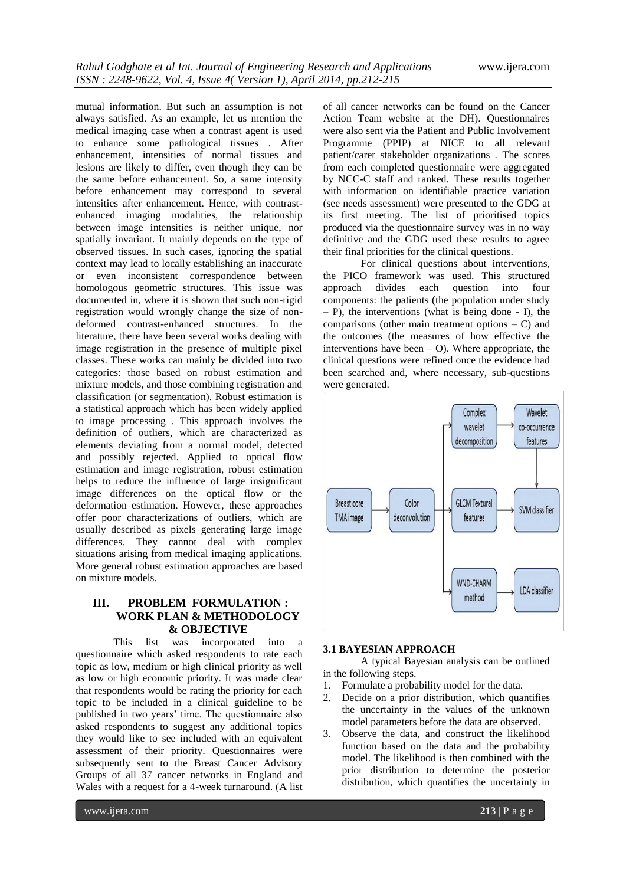mutual information. But such an assumption is not always satisfied. As an example, let us mention the medical imaging case when a contrast agent is used to enhance some pathological tissues . After enhancement, intensities of normal tissues and lesions are likely to differ, even though they can be the same before enhancement. So, a same intensity before enhancement may correspond to several intensities after enhancement. Hence, with contrast-enhanced imaging modalities, the relationship between image intensities is neither unique, nor spatially invariant. It mainly depends on the type of observed tissues. In such cases, ignoring the spatial context may lead to locally establishing an inaccurate or even inconsistent correspondence between homologous geometric structures. This issue was documented in, where it is shown that such non-rigid registration would wrongly change the size of non-deformed contrast-enhanced structures. In the literature, there have been several works dealing with image registration in the presence of multiple pixel classes. These works can mainly be divided into two categories: those based on robust estimation and mixture models, and those combining registration and classification (or segmentation). Robust estimation is a statistical approach which has been widely applied to image processing . This approach involves the definition of outliers, which are characterized as elements deviating from a normal model, detected and possibly rejected. Applied to optical flow estimation and image registration, robust estimation helps to reduce the influence of large insignificant image differences on the optical flow or the deformation estimation. However, these approaches offer poor characterizations of outliers, which are usually described as pixels generating large image differences. They cannot deal with complex situations arising from medical imaging applications. More general robust estimation approaches are based on mixture models.

## III. PROBLEM FORMULATION : WORK PLAN & METHODOLOGY & OBJECTIVE

This list was incorporated into a questionnaire which asked respondents to rate each topic as low, medium or high clinical priority as well as low or high economic priority. It was made clear that respondents would be rating the priority for each topic to be included in a clinical guideline to be published in two years' time. The questionnaire also asked respondents to suggest any additional topics they would like to see included with an equivalent assessment of their priority. Questionnaires were subsequently sent to the Breast Cancer Advisory Groups of all 37 cancer networks in England and Wales with a request for a 4-week turnaround. (A list of all cancer networks can be found on the Cancer Action Team website at the DH). Questionnaires were also sent via the Patient and Public Involvement Programme (PPIP) at NICE to all relevant patient/carer stakeholder organizations . The scores from each completed questionnaire were aggregated by NCC-C staff and ranked. These results together with information on identifiable practice variation (see needs assessment) were presented to the GDG at its first meeting. The list of prioritised topics produced via the questionnaire survey was in no way definitive and the GDG used these results to agree their final priorities for the clinical questions.

For clinical questions about interventions, the PICO framework was used. This structured approach divides each question into four components: the patients (the population under study – P), the interventions (what is being done - I), the comparisons (other main treatment options – C) and the outcomes (the measures of how effective the interventions have been – O). Where appropriate, the clinical questions were refined once the evidence had been searched and, where necessary, sub-questions were generated.

### 3.1 BAYESIAN APPROACH

A typical Bayesian analysis can be outlined in the following steps.

1. Formulate a probability model for the data.
2. Decide on a prior distribution, which quantifies the uncertainty in the values of the unknown model parameters before the data are observed.
3. Observe the data, and construct the likelihood function based on the data and the probability model. The likelihood is then combined with the prior distribution to determine the posterior distribution, which quantifies the uncertainty in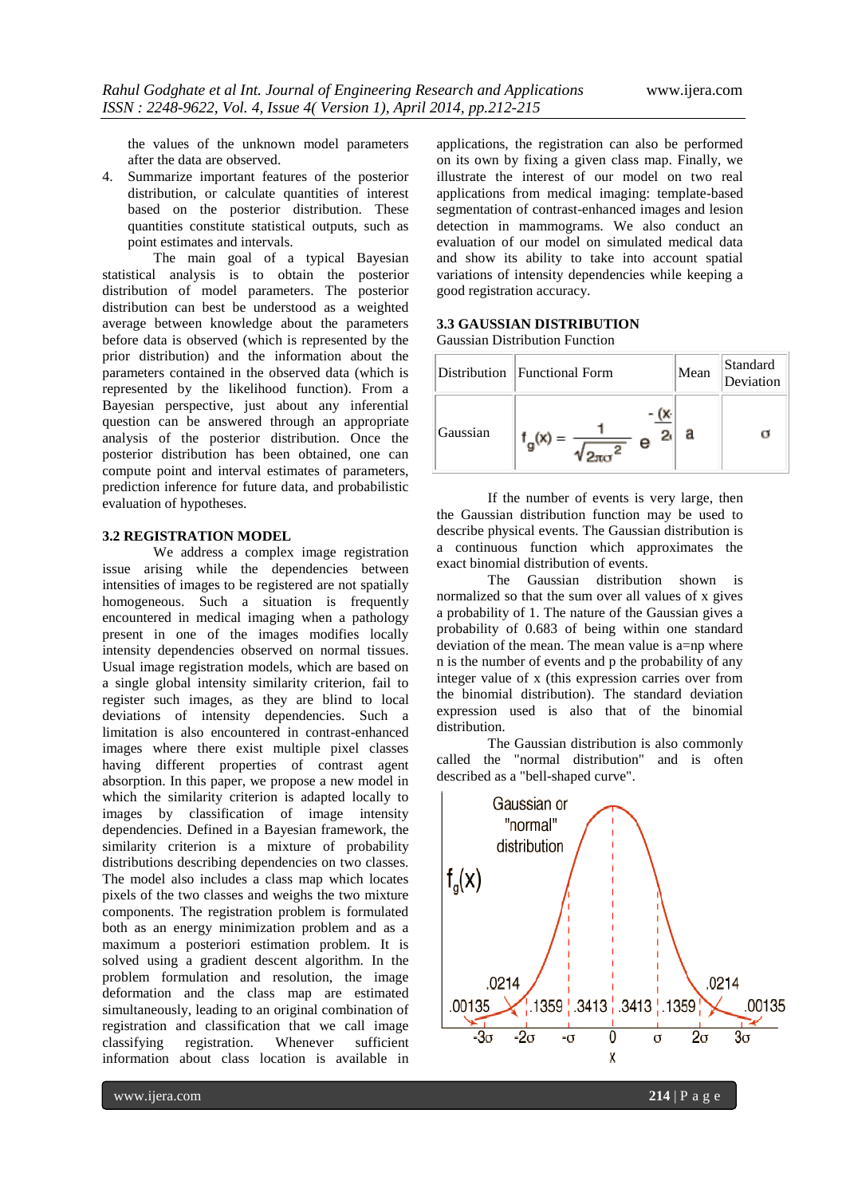the values of the unknown model parameters after the data are observed.

4. Summarize important features of the posterior distribution, or calculate quantities of interest based on the posterior distribution. These quantities constitute statistical outputs, such as point estimates and intervals.

The main goal of a typical Bayesian statistical analysis is to obtain the posterior distribution of model parameters. The posterior distribution can best be understood as a weighted average between knowledge about the parameters before data is observed (which is represented by the prior distribution) and the information about the parameters contained in the observed data (which is represented by the likelihood function). From a Bayesian perspective, just about any inferential question can be answered through an appropriate analysis of the posterior distribution. Once the posterior distribution has been obtained, one can compute point and interval estimates of parameters, prediction inference for future data, and probabilistic evaluation of hypotheses.

### 3.2 REGISTRATION MODEL

We address a complex image registration issue arising while the dependencies between intensities of images to be registered are not spatially homogeneous. Such a situation is frequently encountered in medical imaging when a pathology present in one of the images modifies locally intensity dependencies observed on normal tissues. Usual image registration models, which are based on a single global intensity similarity criterion, fail to register such images, as they are blind to local deviations of intensity dependencies. Such a limitation is also encountered in contrast-enhanced images where there exist multiple pixel classes having different properties of contrast agent absorption. In this paper, we propose a new model in which the similarity criterion is adapted locally to images by classification of image intensity dependencies. Defined in a Bayesian framework, the similarity criterion is a mixture of probability distributions describing dependencies on two classes. The model also includes a class map which locates pixels of the two classes and weighs the two mixture components. The registration problem is formulated both as an energy minimization problem and as a maximum a posteriori estimation problem. It is solved using a gradient descent algorithm. In the problem formulation and resolution, the image deformation and the class map are estimated simultaneously, leading to an original combination of registration and classification that we call image classifying registration. Whenever sufficient information about class location is available in applications, the registration can also be performed on its own by fixing a given class map. Finally, we illustrate the interest of our model on two real applications from medical imaging: template-based segmentation of contrast-enhanced images and lesion detection in mammograms. We also conduct an evaluation of our model on simulated medical data and show its ability to take into account spatial variations of intensity dependencies while keeping a good registration accuracy.

### 3.3 GAUSSIAN DISTRIBUTION

Gaussian Distribution Function

| Distribution | Functional Form | Mean | Standard Deviation |
|---|---|---|---|
| Gaussian | $f_g(x) = \frac{1}{\sqrt{2\pi\sigma^2}} e^{-\frac{(x-a)^2}{2\sigma^2}}$ | a | σ |

If the number of events is very large, then the Gaussian distribution function may be used to describe physical events. The Gaussian distribution is a continuous function which approximates the exact binomial distribution of events.

The Gaussian distribution shown is normalized so that the sum over all values of x gives a probability of 1. The nature of the Gaussian gives a probability of 0.683 of being within one standard deviation of the mean. The mean value is a=np where n is the number of events and p the probability of any integer value of x (this expression carries over from the binomial distribution). The standard deviation expression used is also that of the binomial distribution.

The Gaussian distribution is also commonly called the "normal distribution" and is often described as a "bell-shaped curve".

Gaussian or "normal" distribution

$f_g(x)$

.0214 .0214

.00135 .1359 .3413 .3413 .1359 .00135

-3σ -2σ -σ 0 σ 2σ 3σ

x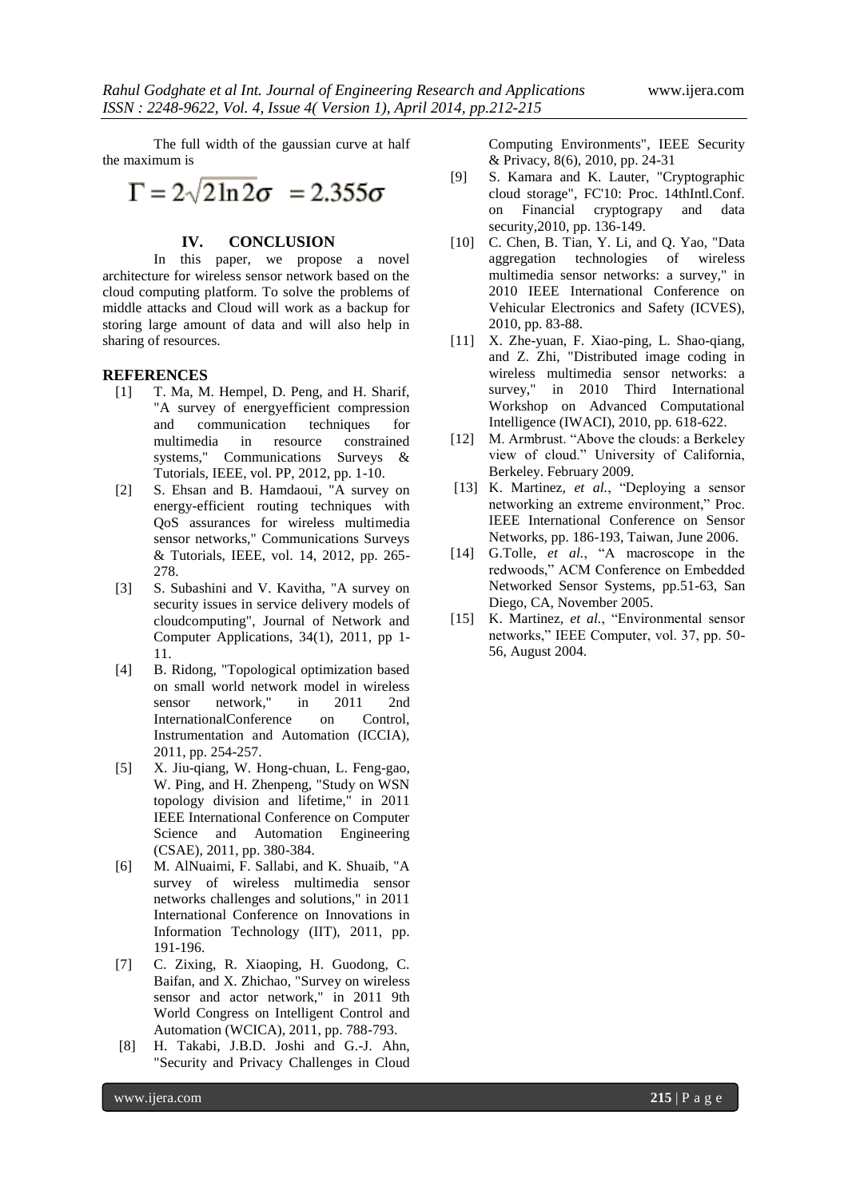The full width of the gaussian curve at half the maximum is

$$\Gamma = 2\sqrt{2\ln 2}\sigma \;\; = 2.355\sigma$$

## IV. CONCLUSION

In this paper, we propose a novel architecture for wireless sensor network based on the cloud computing platform. To solve the problems of middle attacks and Cloud will work as a backup for storing large amount of data and will also help in sharing of resources.

## REFERENCES

[1] T. Ma, M. Hempel, D. Peng, and H. Sharif, "A survey of energyefficient compression and communication techniques for multimedia in resource constrained systems," Communications Surveys & Tutorials, IEEE, vol. PP, 2012, pp. 1-10.

[2] S. Ehsan and B. Hamdaoui, "A survey on energy-efficient routing techniques with QoS assurances for wireless multimedia sensor networks," Communications Surveys & Tutorials, IEEE, vol. 14, 2012, pp. 265-278.

[3] S. Subashini and V. Kavitha, "A survey on security issues in service delivery models of cloudcomputing", Journal of Network and Computer Applications, 34(1), 2011, pp 1-11.

[4] B. Ridong, "Topological optimization based on small world network model in wireless sensor network," in 2011 2nd InternationalConference on Control, Instrumentation and Automation (ICCIA), 2011, pp. 254-257.

[5] X. Jiu-qiang, W. Hong-chuan, L. Feng-gao, W. Ping, and H. Zhenpeng, "Study on WSN topology division and lifetime," in 2011 IEEE International Conference on Computer Science and Automation Engineering (CSAE), 2011, pp. 380-384.

[6] M. AlNuaimi, F. Sallabi, and K. Shuaib, "A survey of wireless multimedia sensor networks challenges and solutions," in 2011 International Conference on Innovations in Information Technology (IIT), 2011, pp. 191-196.

[7] C. Zixing, R. Xiaoping, H. Guodong, C. Baifan, and X. Zhichao, "Survey on wireless sensor and actor network," in 2011 9th World Congress on Intelligent Control and Automation (WCICA), 2011, pp. 788-793.

[8] H. Takabi, J.B.D. Joshi and G.-J. Ahn, "Security and Privacy Challenges in Cloud Computing Environments", IEEE Security & Privacy, 8(6), 2010, pp. 24-31

[9] S. Kamara and K. Lauter, "Cryptographic cloud storage", FC'10: Proc. 14thIntl.Conf. on Financial cryptograpy and data security,2010, pp. 136-149.

[10] C. Chen, B. Tian, Y. Li, and Q. Yao, "Data aggregation technologies of wireless multimedia sensor networks: a survey," in 2010 IEEE International Conference on Vehicular Electronics and Safety (ICVES), 2010, pp. 83-88.

[11] X. Zhe-yuan, F. Xiao-ping, L. Shao-qiang, and Z. Zhi, "Distributed image coding in wireless multimedia sensor networks: a survey," in 2010 Third International Workshop on Advanced Computational Intelligence (IWACI), 2010, pp. 618-622.

[12] M. Armbrust. "Above the clouds: a Berkeley view of cloud." University of California, Berkeley. February 2009.

[13] K. Martinez, *et al.*, "Deploying a sensor networking an extreme environment," Proc. IEEE International Conference on Sensor Networks, pp. 186-193, Taiwan, June 2006.

[14] G.Tolle, *et al.*, "A macroscope in the redwoods," ACM Conference on Embedded Networked Sensor Systems, pp.51-63, San Diego, CA, November 2005.

[15] K. Martinez, *et al.*, "Environmental sensor networks," IEEE Computer, vol. 37, pp. 50-56, August 2004.